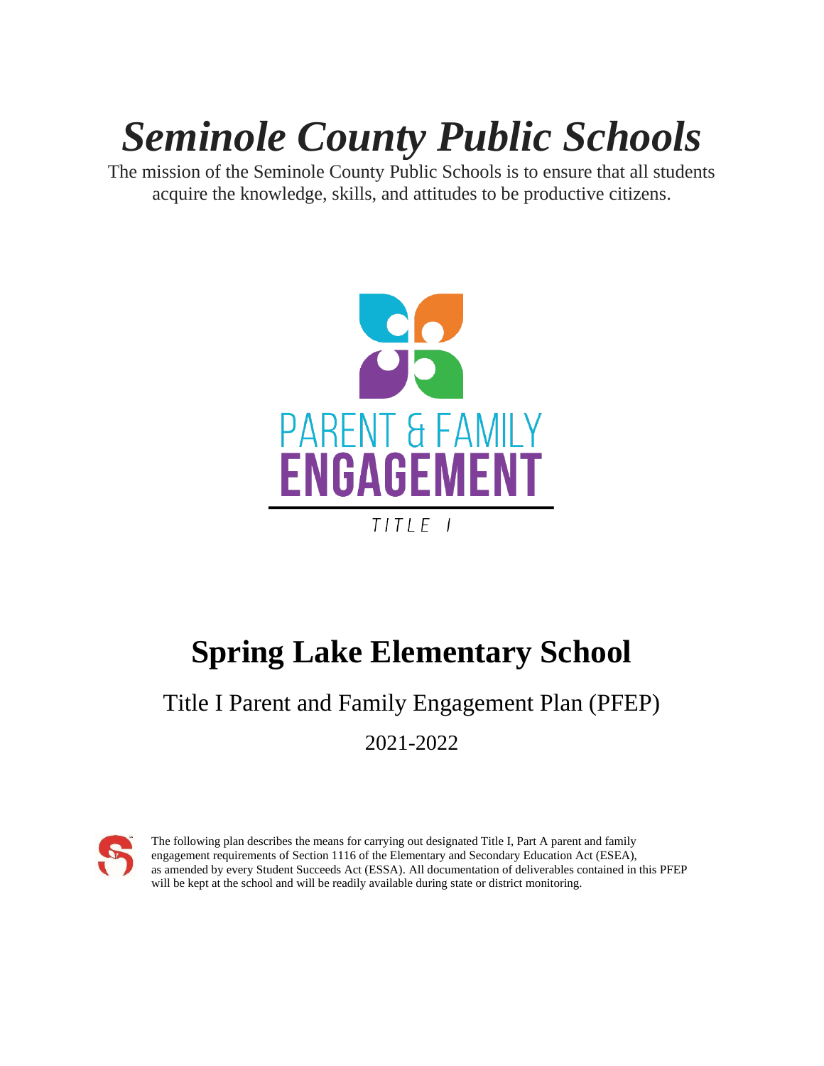# *Seminole County Public Schools*

The mission of the Seminole County Public Schools is to ensure that all students acquire the knowledge, skills, and attitudes to be productive citizens.

PARENT & FAMILY
ENGAGEMENT
TITLE I

# Spring Lake Elementary School

## Title I Parent and Family Engagement Plan (PFEP)

2021-2022

The following plan describes the means for carrying out designated Title I, Part A parent and family engagement requirements of Section 1116 of the Elementary and Secondary Education Act (ESEA), as amended by every Student Succeeds Act (ESSA). All documentation of deliverables contained in this PFEP will be kept at the school and will be readily available during state or district monitoring.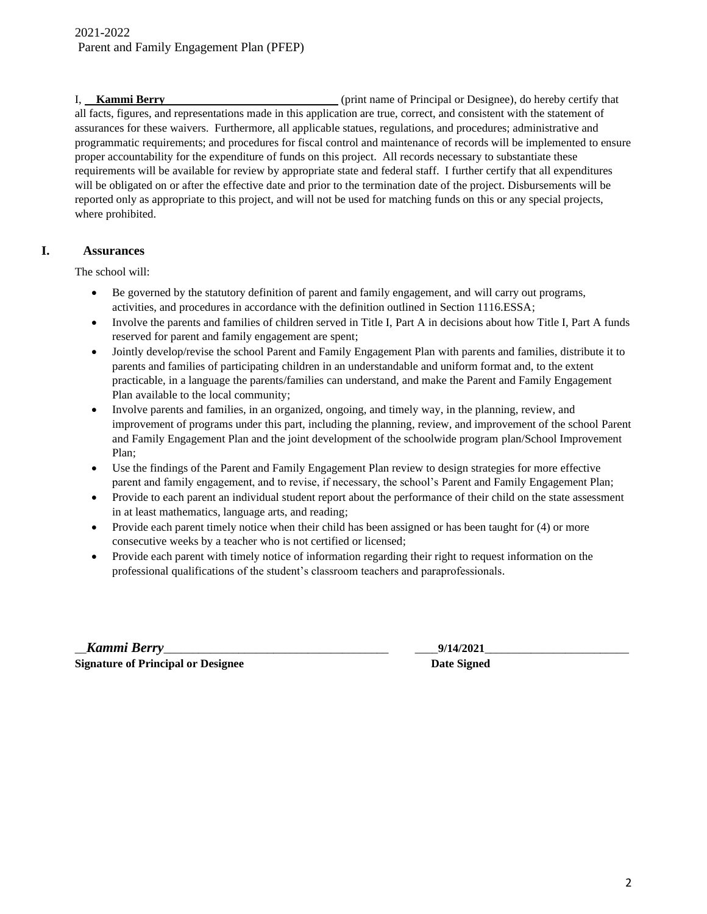I, **Kammi Berry** (print name of Principal or Designee), do hereby certify that all facts, figures, and representations made in this application are true, correct, and consistent with the statement of assurances for these waivers. Furthermore, all applicable statues, regulations, and procedures; administrative and programmatic requirements; and procedures for fiscal control and maintenance of records will be implemented to ensure proper accountability for the expenditure of funds on this project. All records necessary to substantiate these requirements will be available for review by appropriate state and federal staff. I further certify that all expenditures will be obligated on or after the effective date and prior to the termination date of the project. Disbursements will be reported only as appropriate to this project, and will not be used for matching funds on this or any special projects, where prohibited.

## I. Assurances

The school will:

- Be governed by the statutory definition of parent and family engagement, and will carry out programs, activities, and procedures in accordance with the definition outlined in Section 1116.ESSA;
- Involve the parents and families of children served in Title I, Part A in decisions about how Title I, Part A funds reserved for parent and family engagement are spent;
- Jointly develop/revise the school Parent and Family Engagement Plan with parents and families, distribute it to parents and families of participating children in an understandable and uniform format and, to the extent practicable, in a language the parents/families can understand, and make the Parent and Family Engagement Plan available to the local community;
- Involve parents and families, in an organized, ongoing, and timely way, in the planning, review, and improvement of programs under this part, including the planning, review, and improvement of the school Parent and Family Engagement Plan and the joint development of the schoolwide program plan/School Improvement Plan;
- Use the findings of the Parent and Family Engagement Plan review to design strategies for more effective parent and family engagement, and to revise, if necessary, the school's Parent and Family Engagement Plan;
- Provide to each parent an individual student report about the performance of their child on the state assessment in at least mathematics, language arts, and reading;
- Provide each parent timely notice when their child has been assigned or has been taught for (4) or more consecutive weeks by a teacher who is not certified or licensed;
- Provide each parent with timely notice of information regarding their right to request information on the professional qualifications of the student's classroom teachers and paraprofessionals.

***Kammi Berry***
**Signature of Principal or Designee**

**9/14/2021**
**Date Signed**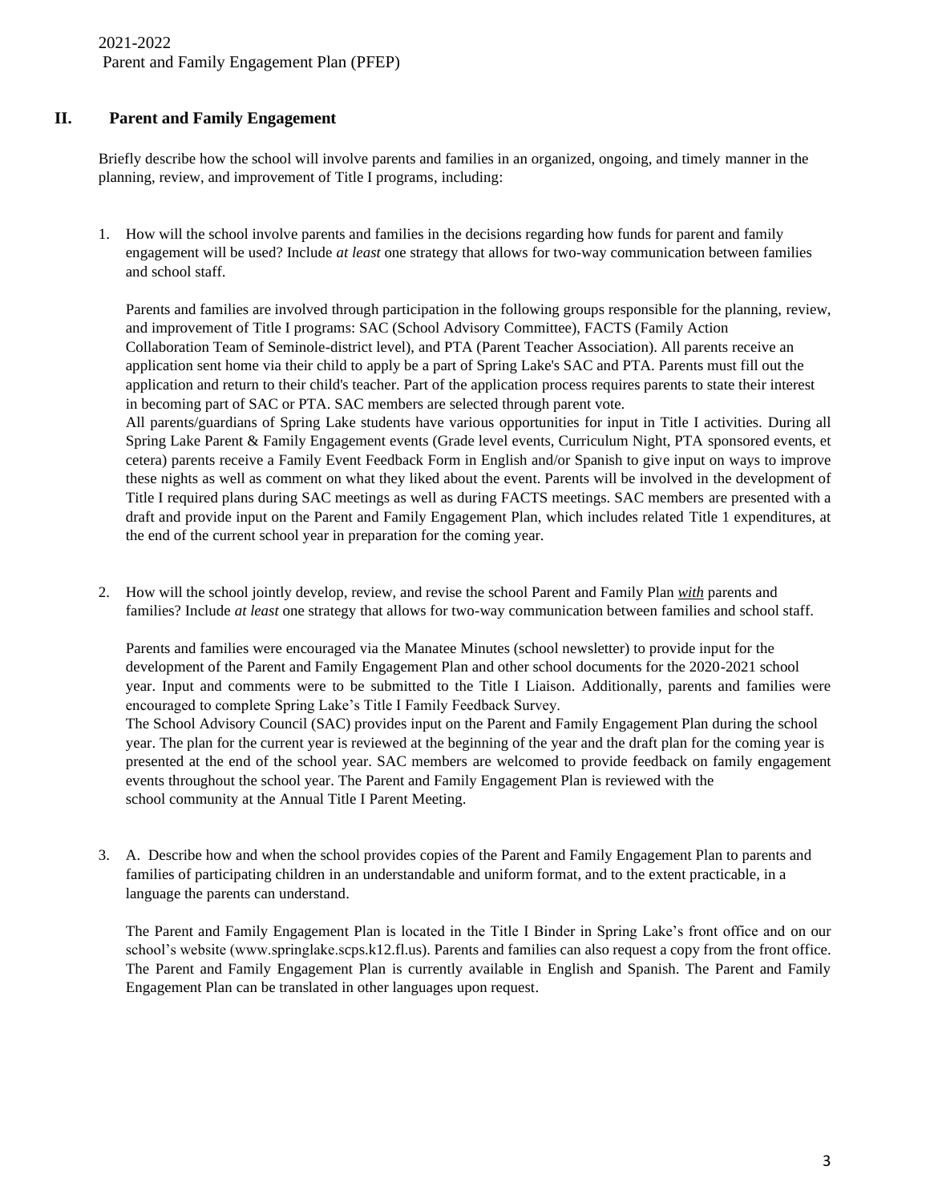## II. Parent and Family Engagement

Briefly describe how the school will involve parents and families in an organized, ongoing, and timely manner in the planning, review, and improvement of Title I programs, including:

1. How will the school involve parents and families in the decisions regarding how funds for parent and family engagement will be used? Include *at least* one strategy that allows for two-way communication between families and school staff.

   Parents and families are involved through participation in the following groups responsible for the planning, review, and improvement of Title I programs: SAC (School Advisory Committee), FACTS (Family Action Collaboration Team of Seminole-district level), and PTA (Parent Teacher Association). All parents receive an application sent home via their child to apply be a part of Spring Lake's SAC and PTA. Parents must fill out the application and return to their child's teacher. Part of the application process requires parents to state their interest in becoming part of SAC or PTA. SAC members are selected through parent vote.
   All parents/guardians of Spring Lake students have various opportunities for input in Title I activities. During all Spring Lake Parent & Family Engagement events (Grade level events, Curriculum Night, PTA sponsored events, et cetera) parents receive a Family Event Feedback Form in English and/or Spanish to give input on ways to improve these nights as well as comment on what they liked about the event. Parents will be involved in the development of Title I required plans during SAC meetings as well as during FACTS meetings. SAC members are presented with a draft and provide input on the Parent and Family Engagement Plan, which includes related Title 1 expenditures, at the end of the current school year in preparation for the coming year.

2. How will the school jointly develop, review, and revise the school Parent and Family Plan ***with*** parents and families? Include *at least* one strategy that allows for two-way communication between families and school staff.

   Parents and families were encouraged via the Manatee Minutes (school newsletter) to provide input for the development of the Parent and Family Engagement Plan and other school documents for the 2020-2021 school year. Input and comments were to be submitted to the Title I Liaison. Additionally, parents and families were encouraged to complete Spring Lake's Title I Family Feedback Survey.
   The School Advisory Council (SAC) provides input on the Parent and Family Engagement Plan during the school year. The plan for the current year is reviewed at the beginning of the year and the draft plan for the coming year is presented at the end of the school year. SAC members are welcomed to provide feedback on family engagement events throughout the school year. The Parent and Family Engagement Plan is reviewed with the school community at the Annual Title I Parent Meeting.

3. A. Describe how and when the school provides copies of the Parent and Family Engagement Plan to parents and families of participating children in an understandable and uniform format, and to the extent practicable, in a language the parents can understand.

   The Parent and Family Engagement Plan is located in the Title I Binder in Spring Lake's front office and on our school's website (www.springlake.scps.k12.fl.us). Parents and families can also request a copy from the front office. The Parent and Family Engagement Plan is currently available in English and Spanish. The Parent and Family Engagement Plan can be translated in other languages upon request.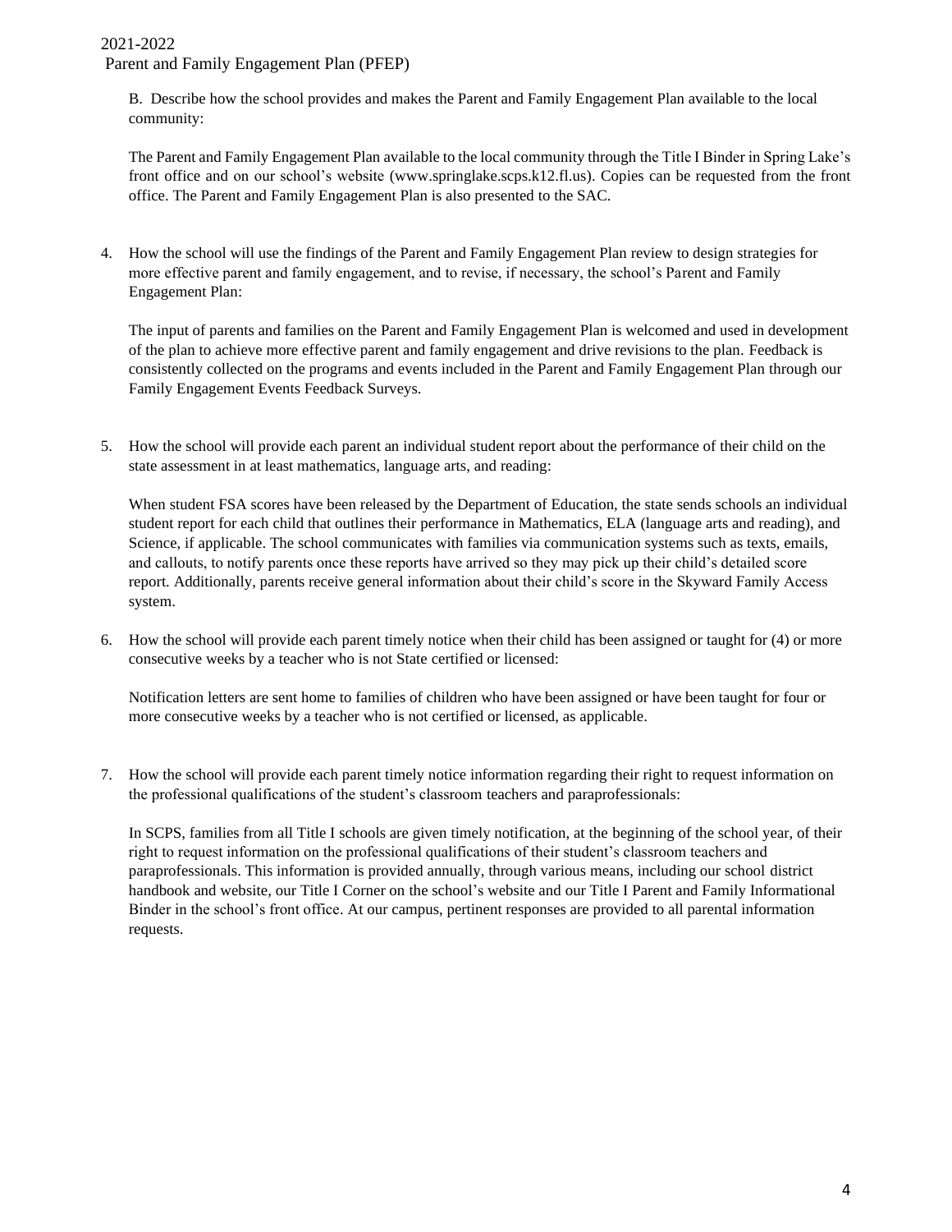B. Describe how the school provides and makes the Parent and Family Engagement Plan available to the local community:

The Parent and Family Engagement Plan available to the local community through the Title I Binder in Spring Lake's front office and on our school's website (www.springlake.scps.k12.fl.us). Copies can be requested from the front office. The Parent and Family Engagement Plan is also presented to the SAC.

4. How the school will use the findings of the Parent and Family Engagement Plan review to design strategies for more effective parent and family engagement, and to revise, if necessary, the school's Parent and Family Engagement Plan:

   The input of parents and families on the Parent and Family Engagement Plan is welcomed and used in development of the plan to achieve more effective parent and family engagement and drive revisions to the plan. Feedback is consistently collected on the programs and events included in the Parent and Family Engagement Plan through our Family Engagement Events Feedback Surveys.

5. How the school will provide each parent an individual student report about the performance of their child on the state assessment in at least mathematics, language arts, and reading:

   When student FSA scores have been released by the Department of Education, the state sends schools an individual student report for each child that outlines their performance in Mathematics, ELA (language arts and reading), and Science, if applicable. The school communicates with families via communication systems such as texts, emails, and callouts, to notify parents once these reports have arrived so they may pick up their child's detailed score report. Additionally, parents receive general information about their child's score in the Skyward Family Access system.

6. How the school will provide each parent timely notice when their child has been assigned or taught for (4) or more consecutive weeks by a teacher who is not State certified or licensed:

   Notification letters are sent home to families of children who have been assigned or have been taught for four or more consecutive weeks by a teacher who is not certified or licensed, as applicable.

7. How the school will provide each parent timely notice information regarding their right to request information on the professional qualifications of the student's classroom teachers and paraprofessionals:

   In SCPS, families from all Title I schools are given timely notification, at the beginning of the school year, of their right to request information on the professional qualifications of their student's classroom teachers and paraprofessionals. This information is provided annually, through various means, including our school district handbook and website, our Title I Corner on the school's website and our Title I Parent and Family Informational Binder in the school's front office. At our campus, pertinent responses are provided to all parental information requests.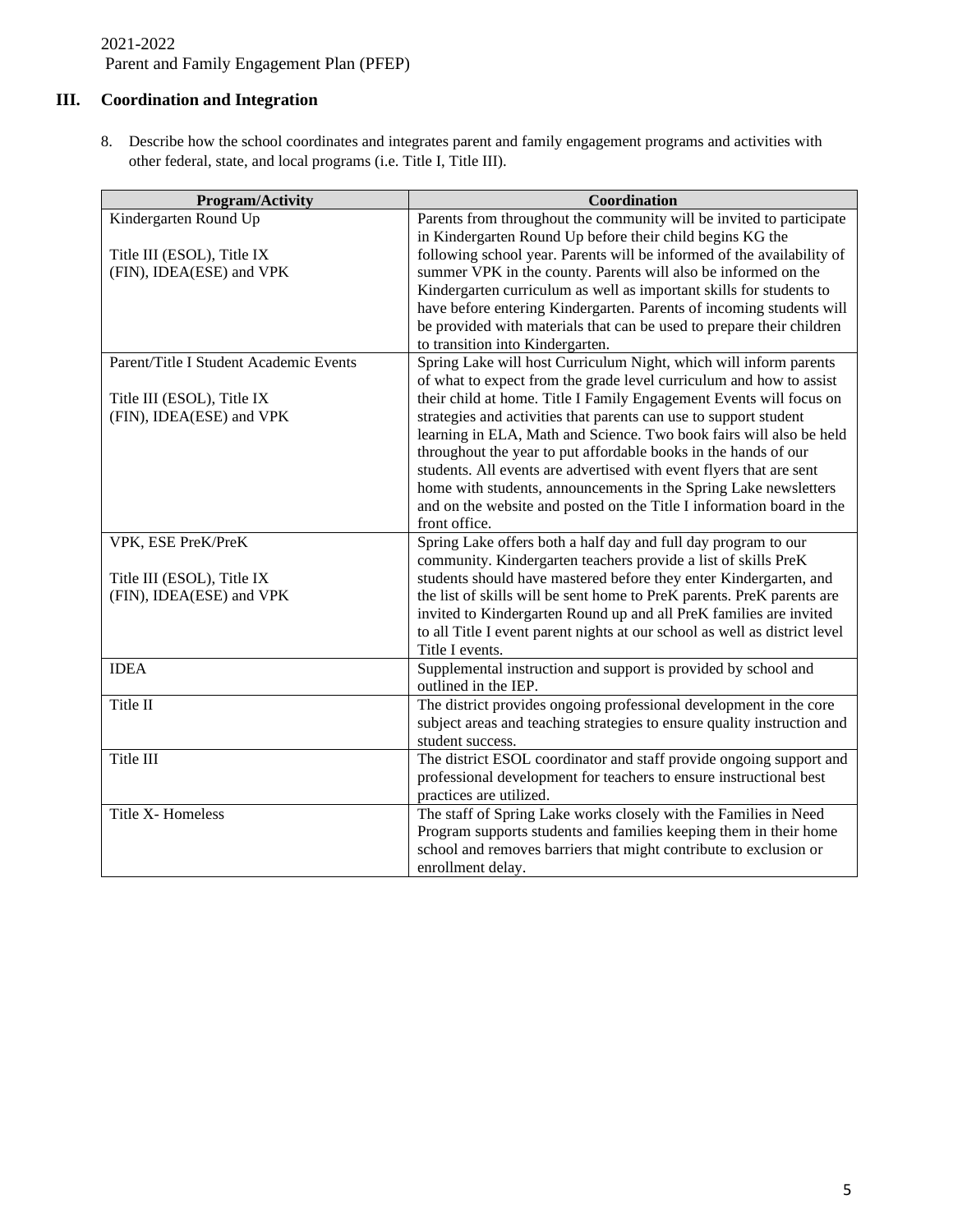2021-2022
Parent and Family Engagement Plan (PFEP)

## III. Coordination and Integration

8. Describe how the school coordinates and integrates parent and family engagement programs and activities with other federal, state, and local programs (i.e. Title I, Title III).

| Program/Activity | Coordination |
| --- | --- |
| Kindergarten Round Up<br><br>Title III (ESOL), Title IX (FIN), IDEA(ESE) and VPK | Parents from throughout the community will be invited to participate in Kindergarten Round Up before their child begins KG the following school year. Parents will be informed of the availability of summer VPK in the county. Parents will also be informed on the Kindergarten curriculum as well as important skills for students to have before entering Kindergarten. Parents of incoming students will be provided with materials that can be used to prepare their children to transition into Kindergarten. |
| Parent/Title I Student Academic Events<br><br>Title III (ESOL), Title IX (FIN), IDEA(ESE) and VPK | Spring Lake will host Curriculum Night, which will inform parents of what to expect from the grade level curriculum and how to assist their child at home. Title I Family Engagement Events will focus on strategies and activities that parents can use to support student learning in ELA, Math and Science. Two book fairs will also be held throughout the year to put affordable books in the hands of our students. All events are advertised with event flyers that are sent home with students, announcements in the Spring Lake newsletters and on the website and posted on the Title I information board in the front office. |
| VPK, ESE PreK/PreK<br><br>Title III (ESOL), Title IX (FIN), IDEA(ESE) and VPK | Spring Lake offers both a half day and full day program to our community. Kindergarten teachers provide a list of skills PreK students should have mastered before they enter Kindergarten, and the list of skills will be sent home to PreK parents. PreK parents are invited to Kindergarten Round up and all PreK families are invited to all Title I event parent nights at our school as well as district level Title I events. |
| IDEA | Supplemental instruction and support is provided by school and outlined in the IEP. |
| Title II | The district provides ongoing professional development in the core subject areas and teaching strategies to ensure quality instruction and student success. |
| Title III | The district ESOL coordinator and staff provide ongoing support and professional development for teachers to ensure instructional best practices are utilized. |
| Title X- Homeless | The staff of Spring Lake works closely with the Families in Need Program supports students and families keeping them in their home school and removes barriers that might contribute to exclusion or enrollment delay. |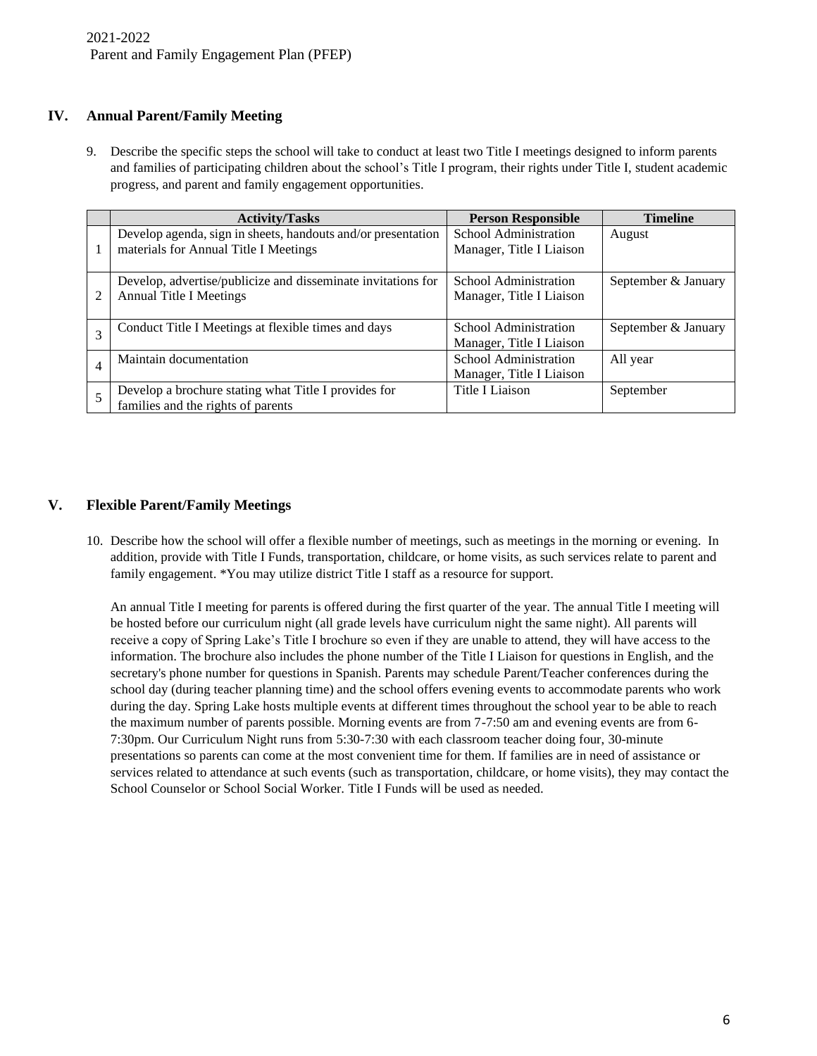## IV. Annual Parent/Family Meeting

9. Describe the specific steps the school will take to conduct at least two Title I meetings designed to inform parents and families of participating children about the school's Title I program, their rights under Title I, student academic progress, and parent and family engagement opportunities.

| | Activity/Tasks | Person Responsible | Timeline |
|---|---|---|---|
| 1 | Develop agenda, sign in sheets, handouts and/or presentation materials for Annual Title I Meetings | School Administration Manager, Title I Liaison | August |
| 2 | Develop, advertise/publicize and disseminate invitations for Annual Title I Meetings | School Administration Manager, Title I Liaison | September & January |
| 3 | Conduct Title I Meetings at flexible times and days | School Administration Manager, Title I Liaison | September & January |
| 4 | Maintain documentation | School Administration Manager, Title I Liaison | All year |
| 5 | Develop a brochure stating what Title I provides for families and the rights of parents | Title I Liaison | September |

## V. Flexible Parent/Family Meetings

10. Describe how the school will offer a flexible number of meetings, such as meetings in the morning or evening. In addition, provide with Title I Funds, transportation, childcare, or home visits, as such services relate to parent and family engagement. *You may utilize district Title I staff as a resource for support.

An annual Title I meeting for parents is offered during the first quarter of the year. The annual Title I meeting will be hosted before our curriculum night (all grade levels have curriculum night the same night). All parents will receive a copy of Spring Lake's Title I brochure so even if they are unable to attend, they will have access to the information. The brochure also includes the phone number of the Title I Liaison for questions in English, and the secretary's phone number for questions in Spanish. Parents may schedule Parent/Teacher conferences during the school day (during teacher planning time) and the school offers evening events to accommodate parents who work during the day. Spring Lake hosts multiple events at different times throughout the school year to be able to reach the maximum number of parents possible. Morning events are from 7-7:50 am and evening events are from 6-7:30pm. Our Curriculum Night runs from 5:30-7:30 with each classroom teacher doing four, 30-minute presentations so parents can come at the most convenient time for them. If families are in need of assistance or services related to attendance at such events (such as transportation, childcare, or home visits), they may contact the School Counselor or School Social Worker. Title I Funds will be used as needed.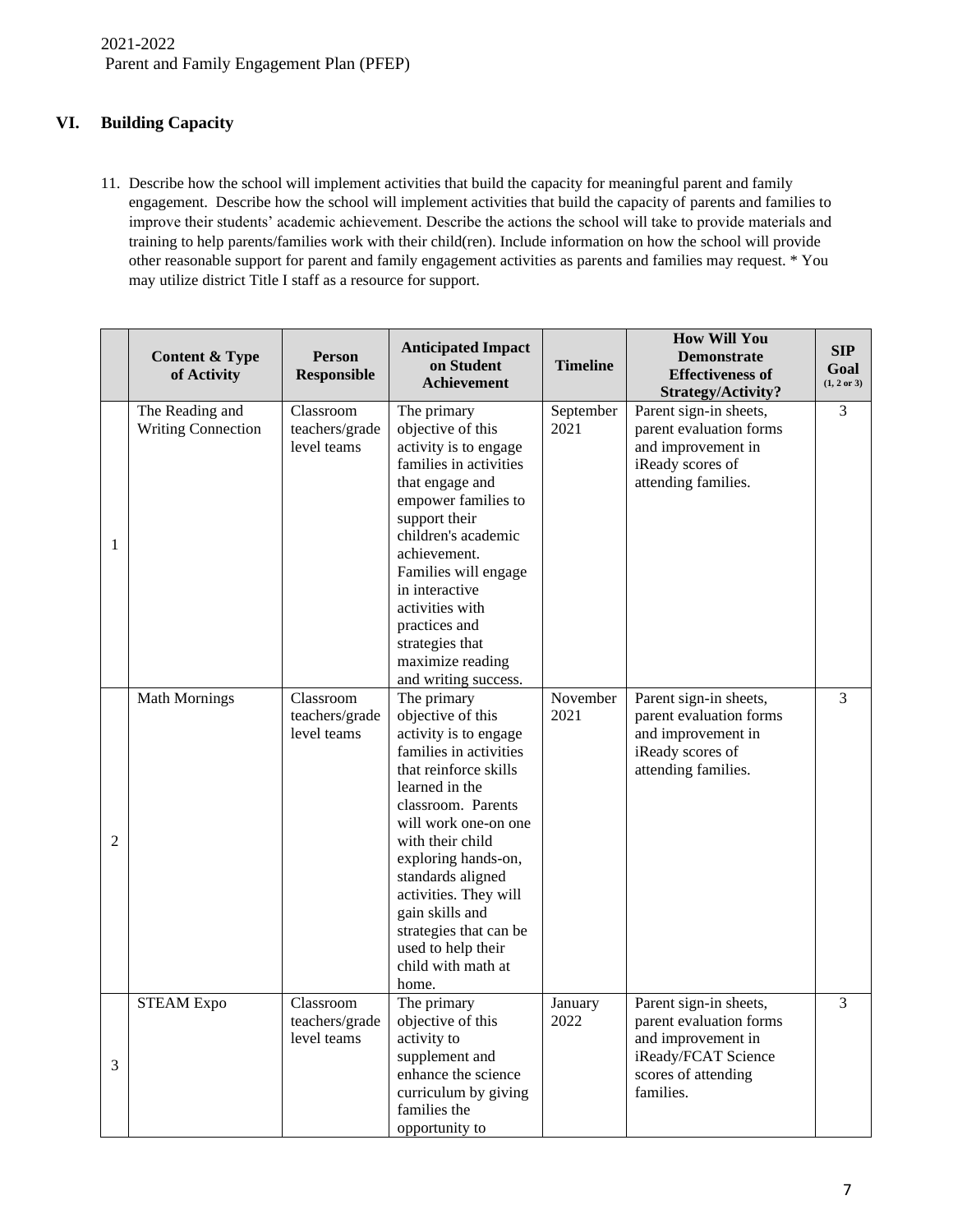2021-2022
Parent and Family Engagement Plan (PFEP)

## VI. Building Capacity

11. Describe how the school will implement activities that build the capacity for meaningful parent and family engagement. Describe how the school will implement activities that build the capacity of parents and families to improve their students' academic achievement. Describe the actions the school will take to provide materials and training to help parents/families work with their child(ren). Include information on how the school will provide other reasonable support for parent and family engagement activities as parents and families may request. * You may utilize district Title I staff as a resource for support.

| | Content & Type of Activity | Person Responsible | Anticipated Impact on Student Achievement | Timeline | How Will You Demonstrate Effectiveness of Strategy/Activity? | SIP Goal (1, 2 or 3) |
|---|---|---|---|---|---|---|
| 1 | The Reading and Writing Connection | Classroom teachers/grade level teams | The primary objective of this activity is to engage families in activities that engage and empower families to support their children's academic achievement. Families will engage in interactive activities with practices and strategies that maximize reading and writing success. | September 2021 | Parent sign-in sheets, parent evaluation forms and improvement in iReady scores of attending families. | 3 |
| 2 | Math Mornings | Classroom teachers/grade level teams | The primary objective of this activity is to engage families in activities that reinforce skills learned in the classroom. Parents will work one-on one with their child exploring hands-on, standards aligned activities. They will gain skills and strategies that can be used to help their child with math at home. | November 2021 | Parent sign-in sheets, parent evaluation forms and improvement in iReady scores of attending families. | 3 |
| 3 | STEAM Expo | Classroom teachers/grade level teams | The primary objective of this activity to supplement and enhance the science curriculum by giving families the opportunity to | January 2022 | Parent sign-in sheets, parent evaluation forms and improvement in iReady/FCAT Science scores of attending families. | 3 |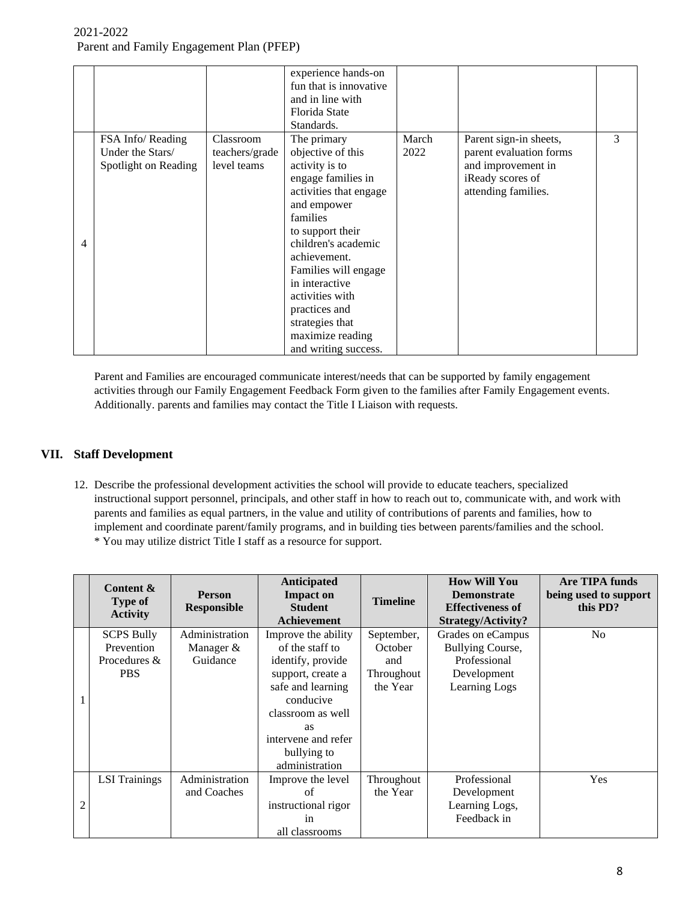| | | | | | | |
|---|---|---|---|---|---|---|
| | | | experience hands-on fun that is innovative and in line with Florida State Standards. | | | |
| 4 | FSA Info/ Reading Under the Stars/ Spotlight on Reading | Classroom teachers/grade level teams | The primary objective of this activity is to engage families in activities that engage and empower families to support their children's academic achievement. Families will engage in interactive activities with practices and strategies that maximize reading and writing success. | March 2022 | Parent sign-in sheets, parent evaluation forms and improvement in iReady scores of attending families. | 3 |

Parent and Families are encouraged communicate interest/needs that can be supported by family engagement activities through our Family Engagement Feedback Form given to the families after Family Engagement events. Additionally. parents and families may contact the Title I Liaison with requests.

## VII. Staff Development

12. Describe the professional development activities the school will provide to educate teachers, specialized instructional support personnel, principals, and other staff in how to reach out to, communicate with, and work with parents and families as equal partners, in the value and utility of contributions of parents and families, how to implement and coordinate parent/family programs, and in building ties between parents/families and the school.
 * You may utilize district Title I staff as a resource for support.

| | Content & Type of Activity | Person Responsible | Anticipated Impact on Student Achievement | Timeline | How Will You Demonstrate Effectiveness of Strategy/Activity? | Are TIPA funds being used to support this PD? |
|---|---|---|---|---|---|---|
| 1 | SCPS Bully Prevention Procedures & PBS | Administration Manager & Guidance | Improve the ability of the staff to identify, provide support, create a safe and learning conducive classroom as well as intervene and refer bullying to administration | September, October and Throughout the Year | Grades on eCampus Bullying Course, Professional Development Learning Logs | No |
| 2 | LSI Trainings | Administration and Coaches | Improve the level of instructional rigor in all classrooms | Throughout the Year | Professional Development Learning Logs, Feedback in | Yes |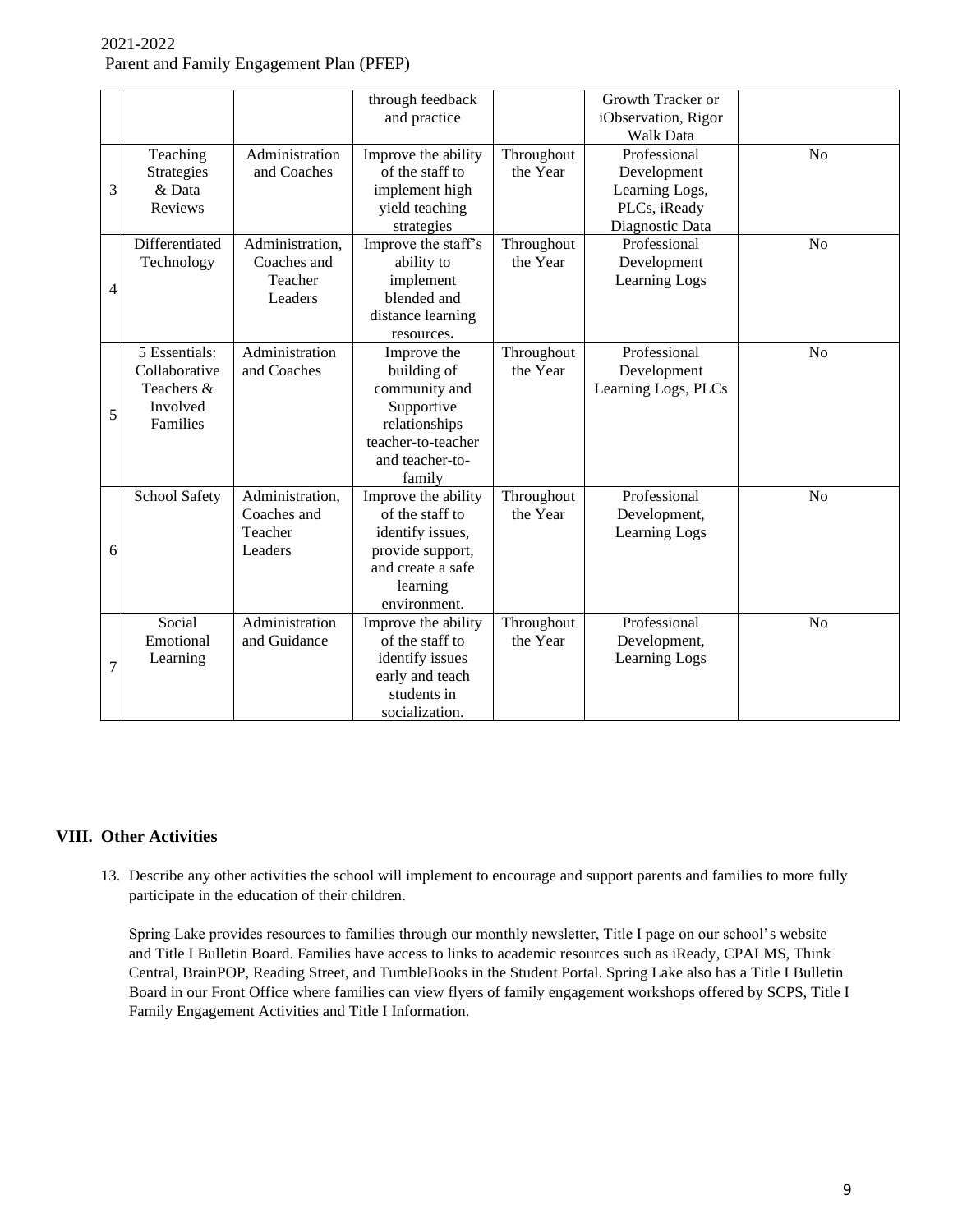| | | | through feedback and practice | | Growth Tracker or iObservation, Rigor Walk Data | |
|---|---|---|---|---|---|---|
| 3 | Teaching Strategies & Data Reviews | Administration and Coaches | Improve the ability of the staff to implement high yield teaching strategies | Throughout the Year | Professional Development Learning Logs, PLCs, iReady Diagnostic Data | No |
| 4 | Differentiated Technology | Administration, Coaches and Teacher Leaders | Improve the staff's ability to implement blended and distance learning resources**.** | Throughout the Year | Professional Development Learning Logs | No |
| 5 | 5 Essentials: Collaborative Teachers & Involved Families | Administration and Coaches | Improve the building of community and Supportive relationships teacher-to-teacher and teacher-to-family | Throughout the Year | Professional Development Learning Logs, PLCs | No |
| 6 | School Safety | Administration, Coaches and Teacher Leaders | Improve the ability of the staff to identify issues, provide support, and create a safe learning environment. | Throughout the Year | Professional Development, Learning Logs | No |
| 7 | Social Emotional Learning | Administration and Guidance | Improve the ability of the staff to identify issues early and teach students in socialization. | Throughout the Year | Professional Development, Learning Logs | No |

## VIII. Other Activities

13. Describe any other activities the school will implement to encourage and support parents and families to more fully participate in the education of their children.

    Spring Lake provides resources to families through our monthly newsletter, Title I page on our school's website and Title I Bulletin Board. Families have access to links to academic resources such as iReady, CPALMS, Think Central, BrainPOP, Reading Street, and TumbleBooks in the Student Portal. Spring Lake also has a Title I Bulletin Board in our Front Office where families can view flyers of family engagement workshops offered by SCPS, Title I Family Engagement Activities and Title I Information.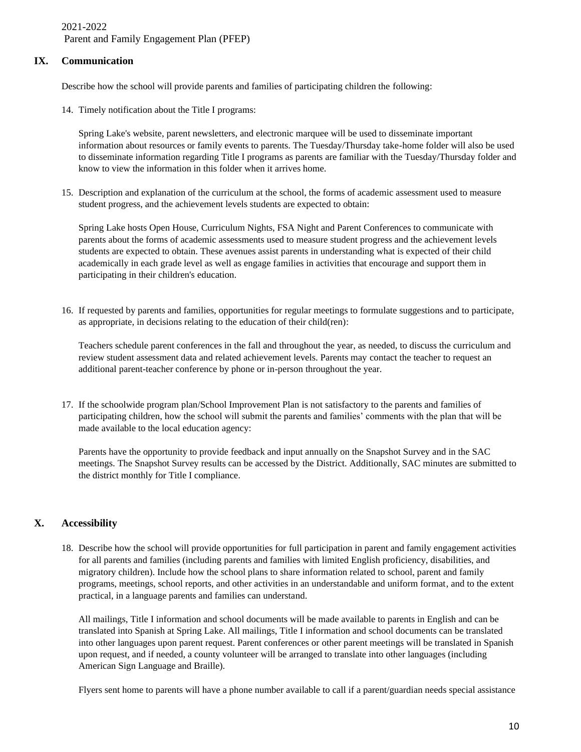## IX. Communication

Describe how the school will provide parents and families of participating children the following:

14. Timely notification about the Title I programs:

    Spring Lake's website, parent newsletters, and electronic marquee will be used to disseminate important information about resources or family events to parents. The Tuesday/Thursday take-home folder will also be used to disseminate information regarding Title I programs as parents are familiar with the Tuesday/Thursday folder and know to view the information in this folder when it arrives home.

15. Description and explanation of the curriculum at the school, the forms of academic assessment used to measure student progress, and the achievement levels students are expected to obtain:

    Spring Lake hosts Open House, Curriculum Nights, FSA Night and Parent Conferences to communicate with parents about the forms of academic assessments used to measure student progress and the achievement levels students are expected to obtain. These avenues assist parents in understanding what is expected of their child academically in each grade level as well as engage families in activities that encourage and support them in participating in their children's education.

16. If requested by parents and families, opportunities for regular meetings to formulate suggestions and to participate, as appropriate, in decisions relating to the education of their child(ren):

    Teachers schedule parent conferences in the fall and throughout the year, as needed, to discuss the curriculum and review student assessment data and related achievement levels. Parents may contact the teacher to request an additional parent-teacher conference by phone or in-person throughout the year.

17. If the schoolwide program plan/School Improvement Plan is not satisfactory to the parents and families of participating children, how the school will submit the parents and families' comments with the plan that will be made available to the local education agency:

    Parents have the opportunity to provide feedback and input annually on the Snapshot Survey and in the SAC meetings. The Snapshot Survey results can be accessed by the District. Additionally, SAC minutes are submitted to the district monthly for Title I compliance.

## X. Accessibility

18. Describe how the school will provide opportunities for full participation in parent and family engagement activities for all parents and families (including parents and families with limited English proficiency, disabilities, and migratory children). Include how the school plans to share information related to school, parent and family programs, meetings, school reports, and other activities in an understandable and uniform format, and to the extent practical, in a language parents and families can understand.

    All mailings, Title I information and school documents will be made available to parents in English and can be translated into Spanish at Spring Lake. All mailings, Title I information and school documents can be translated into other languages upon parent request. Parent conferences or other parent meetings will be translated in Spanish upon request, and if needed, a county volunteer will be arranged to translate into other languages (including American Sign Language and Braille).

    Flyers sent home to parents will have a phone number available to call if a parent/guardian needs special assistance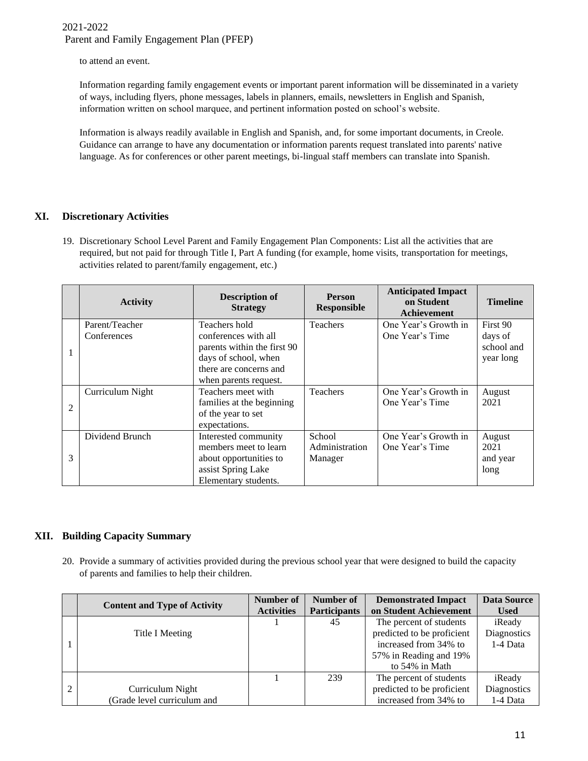to attend an event.

Information regarding family engagement events or important parent information will be disseminated in a variety of ways, including flyers, phone messages, labels in planners, emails, newsletters in English and Spanish, information written on school marquee, and pertinent information posted on school's website.

Information is always readily available in English and Spanish, and, for some important documents, in Creole. Guidance can arrange to have any documentation or information parents request translated into parents' native language. As for conferences or other parent meetings, bi-lingual staff members can translate into Spanish.

## XI. Discretionary Activities

19. Discretionary School Level Parent and Family Engagement Plan Components: List all the activities that are required, but not paid for through Title I, Part A funding (for example, home visits, transportation for meetings, activities related to parent/family engagement, etc.)

| | Activity | Description of Strategy | Person Responsible | Anticipated Impact on Student Achievement | Timeline |
|---|---|---|---|---|---|
| 1 | Parent/Teacher Conferences | Teachers hold conferences with all parents within the first 90 days of school, when there are concerns and when parents request. | Teachers | One Year's Growth in One Year's Time | First 90 days of school and year long |
| 2 | Curriculum Night | Teachers meet with families at the beginning of the year to set expectations. | Teachers | One Year's Growth in One Year's Time | August 2021 |
| 3 | Dividend Brunch | Interested community members meet to learn about opportunities to assist Spring Lake Elementary students. | School Administration Manager | One Year's Growth in One Year's Time | August 2021 and year long |

## XII. Building Capacity Summary

20. Provide a summary of activities provided during the previous school year that were designed to build the capacity of parents and families to help their children.

| | Content and Type of Activity | Number of Activities | Number of Participants | Demonstrated Impact on Student Achievement | Data Source Used |
|---|---|---|---|---|---|
| 1 | Title I Meeting | 1 | 45 | The percent of students predicted to be proficient increased from 34% to 57% in Reading and 19% to 54% in Math | iReady Diagnostics 1-4 Data |
| 2 | Curriculum Night (Grade level curriculum and | 1 | 239 | The percent of students predicted to be proficient increased from 34% to | iReady Diagnostics 1-4 Data |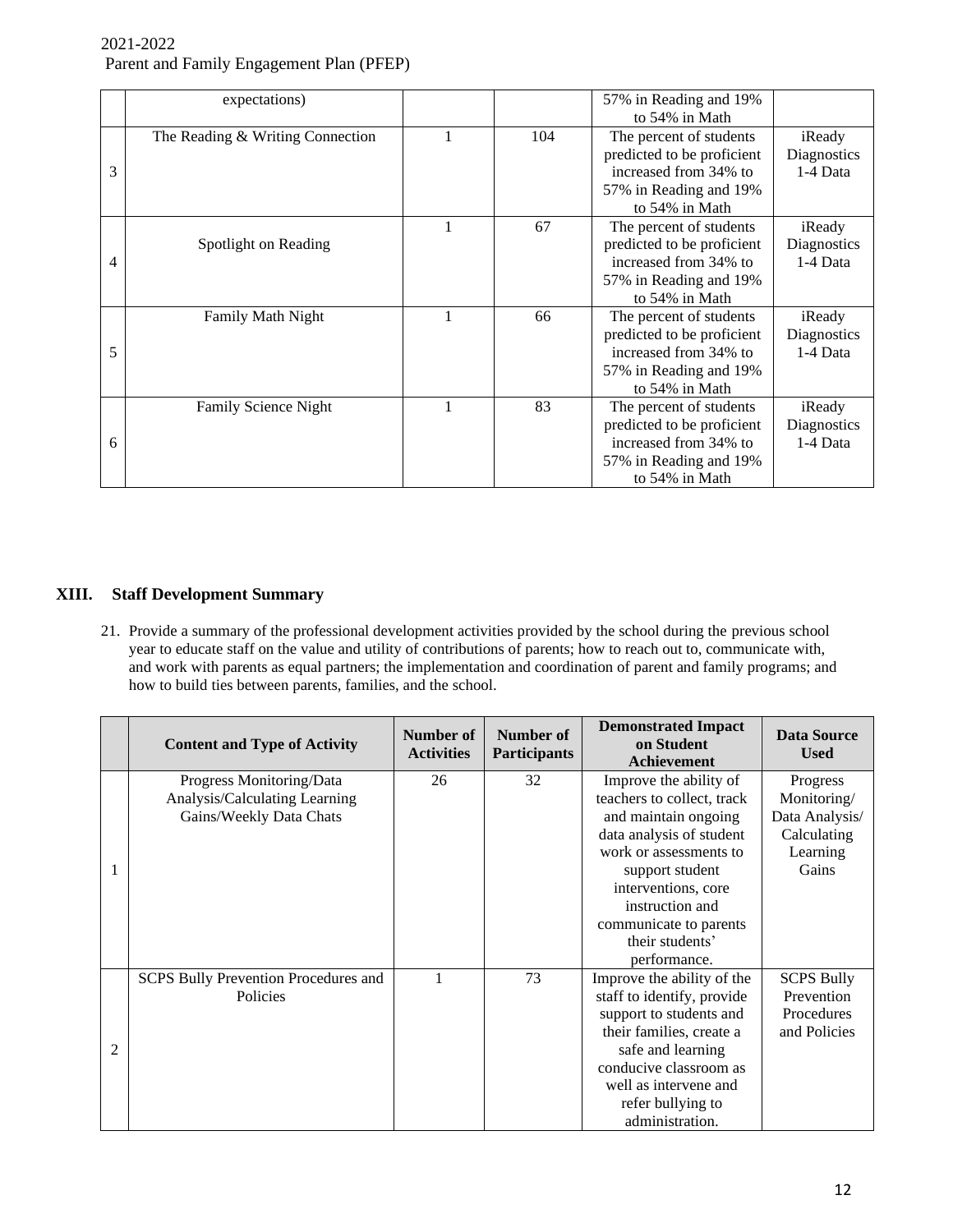| | | | | | |
|---|---|---|---|---|---|
| | expectations) | | | 57% in Reading and 19% to 54% in Math | |
| 3 | The Reading & Writing Connection | 1 | 104 | The percent of students predicted to be proficient increased from 34% to 57% in Reading and 19% to 54% in Math | iReady Diagnostics 1-4 Data |
| 4 | Spotlight on Reading | 1 | 67 | The percent of students predicted to be proficient increased from 34% to 57% in Reading and 19% to 54% in Math | iReady Diagnostics 1-4 Data |
| 5 | Family Math Night | 1 | 66 | The percent of students predicted to be proficient increased from 34% to 57% in Reading and 19% to 54% in Math | iReady Diagnostics 1-4 Data |
| 6 | Family Science Night | 1 | 83 | The percent of students predicted to be proficient increased from 34% to 57% in Reading and 19% to 54% in Math | iReady Diagnostics 1-4 Data |

## XIII. Staff Development Summary

21. Provide a summary of the professional development activities provided by the school during the previous school year to educate staff on the value and utility of contributions of parents; how to reach out to, communicate with, and work with parents as equal partners; the implementation and coordination of parent and family programs; and how to build ties between parents, families, and the school.

| | Content and Type of Activity | Number of Activities | Number of Participants | Demonstrated Impact on Student Achievement | Data Source Used |
|---|---|---|---|---|---|
| 1 | Progress Monitoring/Data Analysis/Calculating Learning Gains/Weekly Data Chats | 26 | 32 | Improve the ability of teachers to collect, track and maintain ongoing data analysis of student work or assessments to support student interventions, core instruction and communicate to parents their students' performance. | Progress Monitoring/ Data Analysis/ Calculating Learning Gains |
| 2 | SCPS Bully Prevention Procedures and Policies | 1 | 73 | Improve the ability of the staff to identify, provide support to students and their families, create a safe and learning conducive classroom as well as intervene and refer bullying to administration. | SCPS Bully Prevention Procedures and Policies |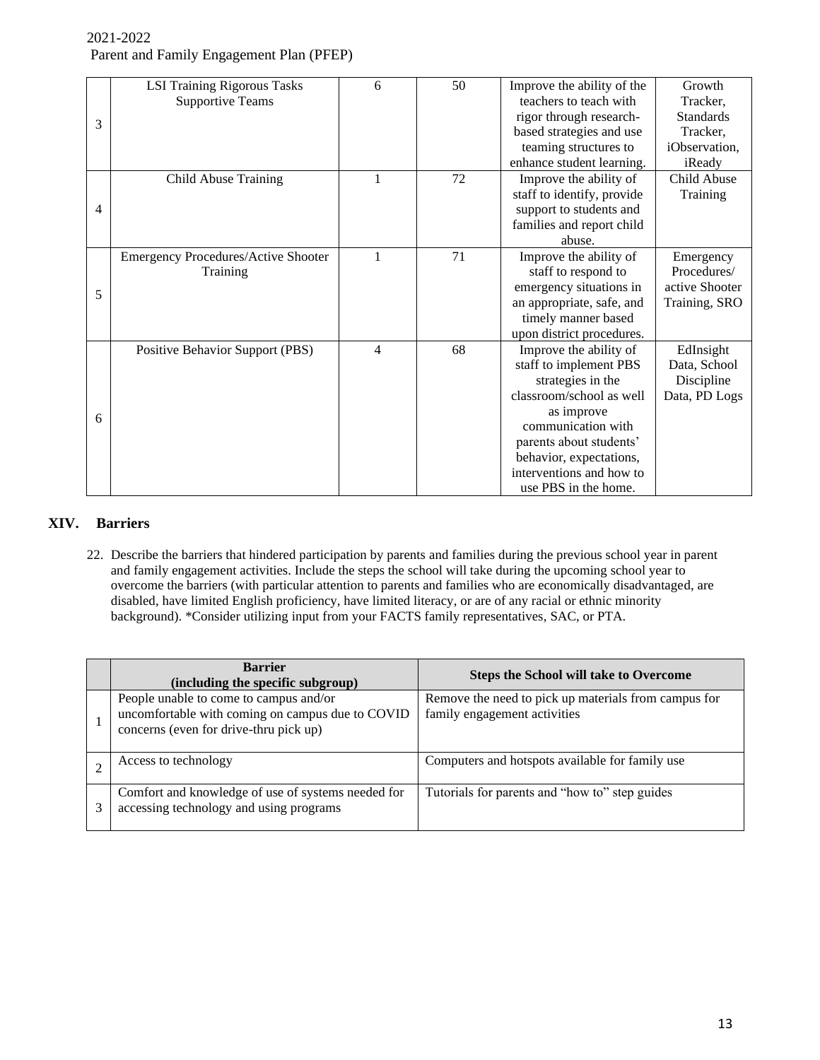|   |   |   |   |   |   |
|---|---|---|---|---|---|
| 3 | LSI Training Rigorous Tasks Supportive Teams | 6 | 50 | Improve the ability of the teachers to teach with rigor through research-based strategies and use teaming structures to enhance student learning. | Growth Tracker, Standards Tracker, iObservation, iReady |
| 4 | Child Abuse Training | 1 | 72 | Improve the ability of staff to identify, provide support to students and families and report child abuse. | Child Abuse Training |
| 5 | Emergency Procedures/Active Shooter Training | 1 | 71 | Improve the ability of staff to respond to emergency situations in an appropriate, safe, and timely manner based upon district procedures. | Emergency Procedures/ active Shooter Training, SRO |
| 6 | Positive Behavior Support (PBS) | 4 | 68 | Improve the ability of staff to implement PBS strategies in the classroom/school as well as improve communication with parents about students' behavior, expectations, interventions and how to use PBS in the home. | EdInsight Data, School Discipline Data, PD Logs |

## XIV. Barriers

22. Describe the barriers that hindered participation by parents and families during the previous school year in parent and family engagement activities. Include the steps the school will take during the upcoming school year to overcome the barriers (with particular attention to parents and families who are economically disadvantaged, are disabled, have limited English proficiency, have limited literacy, or are of any racial or ethnic minority background). *Consider utilizing input from your FACTS family representatives, SAC, or PTA.

|   | Barrier (including the specific subgroup) | Steps the School will take to Overcome |
|---|---|---|
| 1 | People unable to come to campus and/or uncomfortable with coming on campus due to COVID concerns (even for drive-thru pick up) | Remove the need to pick up materials from campus for family engagement activities |
| 2 | Access to technology | Computers and hotspots available for family use |
| 3 | Comfort and knowledge of use of systems needed for accessing technology and using programs | Tutorials for parents and "how to" step guides |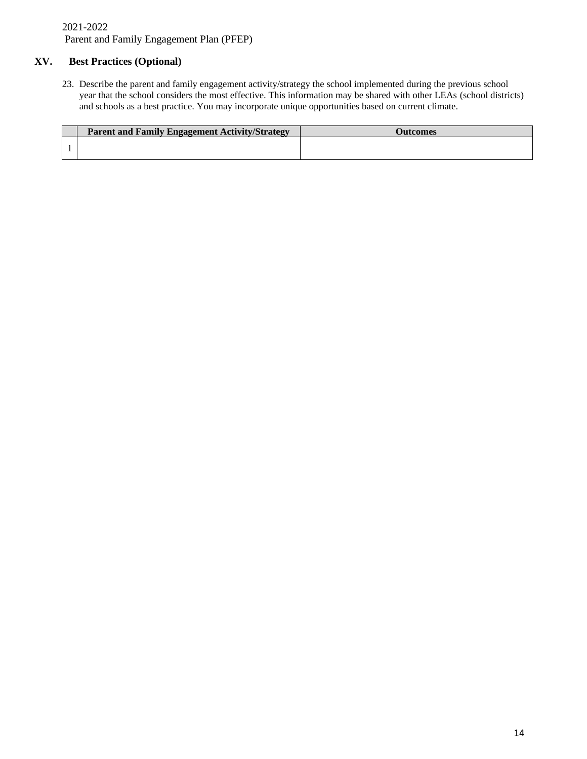## XV. Best Practices (Optional)

23. Describe the parent and family engagement activity/strategy the school implemented during the previous school year that the school considers the most effective. This information may be shared with other LEAs (school districts) and schools as a best practice. You may incorporate unique opportunities based on current climate.

| | Parent and Family Engagement Activity/Strategy | Outcomes |
|---|---|---|
| 1 | | |